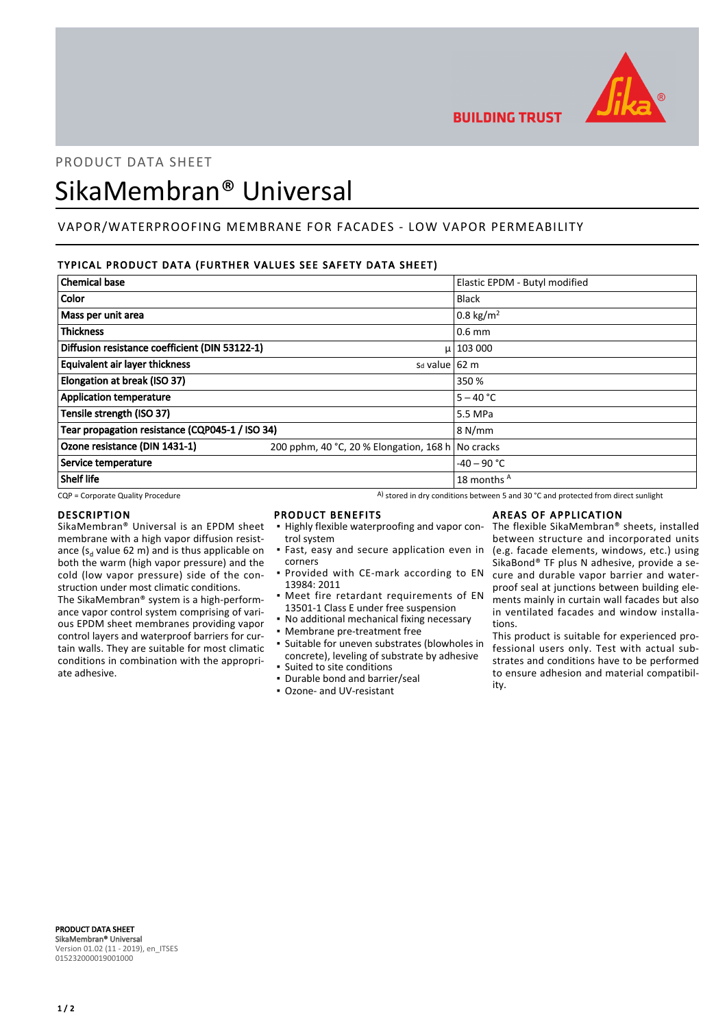PRODUCT DATA SHEET

# SikaMembran® Universal

## VAPOR/WATERPROOFING MEMBRANE FOR FACADES - LOW VAPOR PERMEABILITY

### TYPICAL PRODUCT DATA (FURTHER VALUES SEE SAFETY DATA SHEET)

| | | |
|---|---|---|
| **Chemical base** | | Elastic EPDM - Butyl modified |
| **Color** | | Black |
| **Mass per unit area** | | 0.8 kg/m$^2$ |
| **Thickness** | | 0.6 mm |
| **Diffusion resistance coefficient (DIN 53122-1)** | μ | 103 000 |
| **Equivalent air layer thickness** | sd value | 62 m |
| **Elongation at break (ISO 37)** | | 350 % |
| **Application temperature** | | 5 – 40 °C |
| **Tensile strength (ISO 37)** | | 5.5 MPa |
| **Tear propagation resistance (CQP045-1 / ISO 34)** | | 8 N/mm |
| **Ozone resistance (DIN 1431-1)** | 200 pphm, 40 °C, 20 % Elongation, 168 h | No cracks |
| **Service temperature** | | -40 – 90 °C |
| **Shelf life** | | 18 months [A] |

CQP = Corporate Quality Procedure

A) stored in dry conditions between 5 and 30 °C and protected from direct sunlight

### DESCRIPTION

SikaMembran® Universal is an EPDM sheet membrane with a high vapor diffusion resistance ($s_d$ value 62 m) and is thus applicable on both the warm (high vapor pressure) and the cold (low vapor pressure) side of the construction under most climatic conditions.

The SikaMembran® system is a high-performance vapor control system comprising of various EPDM sheet membranes providing vapor control layers and waterproof barriers for curtain walls. They are suitable for most climatic conditions in combination with the appropriate adhesive.

### PRODUCT BENEFITS

- Highly flexible waterproofing and vapor control system
- Fast, easy and secure application even in corners
- Provided with CE-mark according to EN 13984: 2011
- Meet fire retardant requirements of EN 13501-1 Class E under free suspension
- No additional mechanical fixing necessary
- Membrane pre-treatment free
- Suitable for uneven substrates (blowholes in concrete), leveling of substrate by adhesive
- Suited to site conditions
- Durable bond and barrier/seal
- Ozone- and UV-resistant

### AREAS OF APPLICATION

The flexible SikaMembran® sheets, installed between structure and incorporated units (e.g. facade elements, windows, etc.) using SikaBond® TF plus N adhesive, provide a secure and durable vapor barrier and waterproof seal at junctions between building elements mainly in curtain wall facades but also in ventilated facades and window installations.

This product is suitable for experienced professional users only. Test with actual substrates and conditions have to be performed to ensure adhesion and material compatibility.

**PRODUCT DATA SHEET**
**SikaMembran® Universal**
Version 01.02 (11 - 2019), en_ITSES
015232000019001000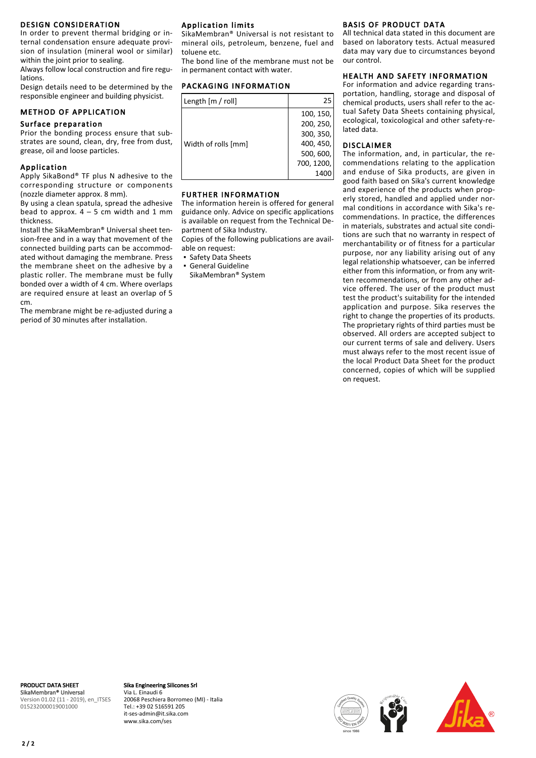## DESIGN CONSIDERATION

In order to prevent thermal bridging or internal condensation ensure adequate provision of insulation (mineral wool or similar) within the joint prior to sealing.

Always follow local construction and fire regulations.

Design details need to be determined by the responsible engineer and building physicist.

## METHOD OF APPLICATION

### Surface preparation

Prior the bonding process ensure that substrates are sound, clean, dry, free from dust, grease, oil and loose particles.

### Application

Apply SikaBond® TF plus N adhesive to the corresponding structure or components (nozzle diameter approx. 8 mm).

By using a clean spatula, spread the adhesive bead to approx. 4 – 5 cm width and 1 mm thickness.

Install the SikaMembran® Universal sheet tension-free and in a way that movement of the connected building parts can be accommodated without damaging the membrane. Press the membrane sheet on the adhesive by a plastic roller. The membrane must be fully bonded over a width of 4 cm. Where overlaps are required ensure at least an overlap of 5 cm.

The membrane might be re-adjusted during a period of 30 minutes after installation.

### Application limits

SikaMembran® Universal is not resistant to mineral oils, petroleum, benzene, fuel and toluene etc.

The bond line of the membrane must not be in permanent contact with water.

## PACKAGING INFORMATION

| | |
|---|---|
| Length [m / roll] | 25 |
| Width of rolls [mm] | 100, 150, 200, 250, 300, 350, 400, 450, 500, 600, 700, 1200, 1400 |

## FURTHER INFORMATION

The information herein is offered for general guidance only. Advice on specific applications is available on request from the Technical Department of Sika Industry.

Copies of the following publications are available on request:

- Safety Data Sheets
- General Guideline SikaMembran® System

## BASIS OF PRODUCT DATA

All technical data stated in this document are based on laboratory tests. Actual measured data may vary due to circumstances beyond our control.

## HEALTH AND SAFETY INFORMATION

For information and advice regarding transportation, handling, storage and disposal of chemical products, users shall refer to the actual Safety Data Sheets containing physical, ecological, toxicological and other safety-related data.

## DISCLAIMER

The information, and, in particular, the recommendations relating to the application and enduse of Sika products, are given in good faith based on Sika's current knowledge and experience of the products when properly stored, handled and applied under normal conditions in accordance with Sika's recommendations. In practice, the differences in materials, substrates and actual site conditions are such that no warranty in respect of merchantability or of fitness for a particular purpose, nor any liability arising out of any legal relationship whatsoever, can be inferred either from this information, or from any written recommendations, or from any other advice offered. The user of the product must test the product's suitability for the intended application and purpose. Sika reserves the right to change the properties of its products. The proprietary rights of third parties must be observed. All orders are accepted subject to our current terms of sale and delivery. Users must always refer to the most recent issue of the local Product Data Sheet for the product concerned, copies of which will be supplied on request.

**PRODUCT DATA SHEET**
**SikaMembran® Universal**
Version 01.02 (11 - 2019), en_ITSES
015232000019001000

**Sika Engineering Silicones Srl**
Via L. Einaudi 6
20068 Peschiera Borromeo (MI) - Italia
Tel.: +39 02 516591 205
it-ses-admin@it.sika.com
www.sika.com/ses